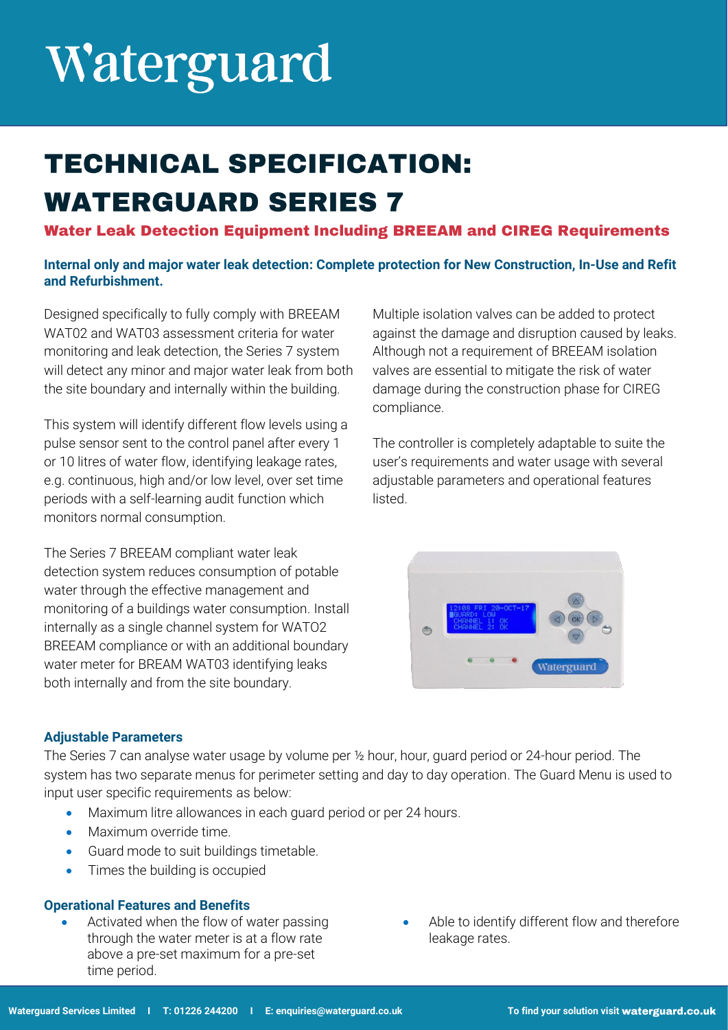# Waterguard

## TECHNICAL SPECIFICATION: WATERGUARD SERIES 7

### Water Leak Detection Equipment Including BREEAM and CIREG Requirements

**Internal only and major water leak detection: Complete protection for New Construction, In-Use and Refit and Refurbishment.**

Designed specifically to fully comply with BREEAM WAT02 and WAT03 assessment criteria for water monitoring and leak detection, the Series 7 system will detect any minor and major water leak from both the site boundary and internally within the building.

This system will identify different flow levels using a pulse sensor sent to the control panel after every 1 or 10 litres of water flow, identifying leakage rates, e.g. continuous, high and/or low level, over set time periods with a self-learning audit function which monitors normal consumption.

The Series 7 BREEAM compliant water leak detection system reduces consumption of potable water through the effective management and monitoring of a buildings water consumption. Install internally as a single channel system for WATO2 BREEAM compliance or with an additional boundary water meter for BREAM WAT03 identifying leaks both internally and from the site boundary.

Multiple isolation valves can be added to protect against the damage and disruption caused by leaks. Although not a requirement of BREEAM isolation valves are essential to mitigate the risk of water damage during the construction phase for CIREG compliance.

The controller is completely adaptable to suite the user's requirements and water usage with several adjustable parameters and operational features listed.

#### Adjustable Parameters

The Series 7 can analyse water usage by volume per ½ hour, hour, guard period or 24-hour period. The system has two separate menus for perimeter setting and day to day operation. The Guard Menu is used to input user specific requirements as below:

- Maximum litre allowances in each guard period or per 24 hours.
- Maximum override time.
- Guard mode to suit buildings timetable.
- Times the building is occupied

#### Operational Features and Benefits

- Activated when the flow of water passing through the water meter is at a flow rate above a pre-set maximum for a pre-set time period.
- Able to identify different flow and therefore leakage rates.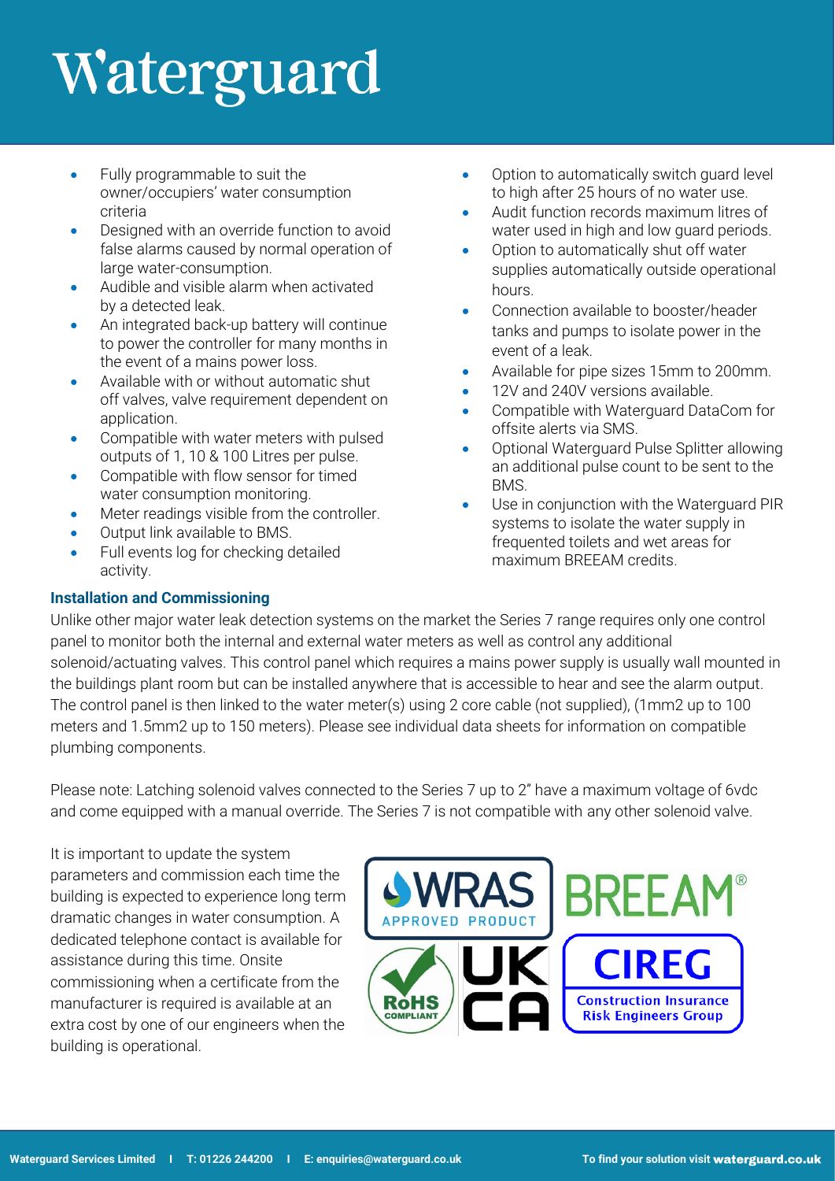# Waterguard

- Fully programmable to suit the owner/occupiers' water consumption criteria
- Designed with an override function to avoid false alarms caused by normal operation of large water-consumption.
- Audible and visible alarm when activated by a detected leak.
- An integrated back-up battery will continue to power the controller for many months in the event of a mains power loss.
- Available with or without automatic shut off valves, valve requirement dependent on application.
- Compatible with water meters with pulsed outputs of 1, 10 & 100 Litres per pulse.
- Compatible with flow sensor for timed water consumption monitoring.
- Meter readings visible from the controller.
- Output link available to BMS.
- Full events log for checking detailed activity.
- Option to automatically switch guard level to high after 25 hours of no water use.
- Audit function records maximum litres of water used in high and low guard periods.
- Option to automatically shut off water supplies automatically outside operational hours.
- Connection available to booster/header tanks and pumps to isolate power in the event of a leak.
- Available for pipe sizes 15mm to 200mm.
- 12V and 240V versions available.
- Compatible with Waterguard DataCom for offsite alerts via SMS.
- Optional Waterguard Pulse Splitter allowing an additional pulse count to be sent to the BMS.
- Use in conjunction with the Waterguard PIR systems to isolate the water supply in frequented toilets and wet areas for maximum BREEAM credits.

### Installation and Commissioning

Unlike other major water leak detection systems on the market the Series 7 range requires only one control panel to monitor both the internal and external water meters as well as control any additional solenoid/actuating valves. This control panel which requires a mains power supply is usually wall mounted in the buildings plant room but can be installed anywhere that is accessible to hear and see the alarm output. The control panel is then linked to the water meter(s) using 2 core cable (not supplied), (1mm2 up to 100 meters and 1.5mm2 up to 150 meters). Please see individual data sheets for information on compatible plumbing components.

Please note: Latching solenoid valves connected to the Series 7 up to 2" have a maximum voltage of 6vdc and come equipped with a manual override. The Series 7 is not compatible with any other solenoid valve.

It is important to update the system parameters and commission each time the building is expected to experience long term dramatic changes in water consumption. A dedicated telephone contact is available for assistance during this time. Onsite commissioning when a certificate from the manufacturer is required is available at an extra cost by one of our engineers when the building is operational.

WRAS APPROVED PRODUCT | BREEAM® | RoHS COMPLIANT | UK CA | CIREG Construction Insurance Risk Engineers Group

Waterguard Services Limited | T: 01226 244200 | E: enquiries@waterguard.co.uk | To find your solution visit waterguard.co.uk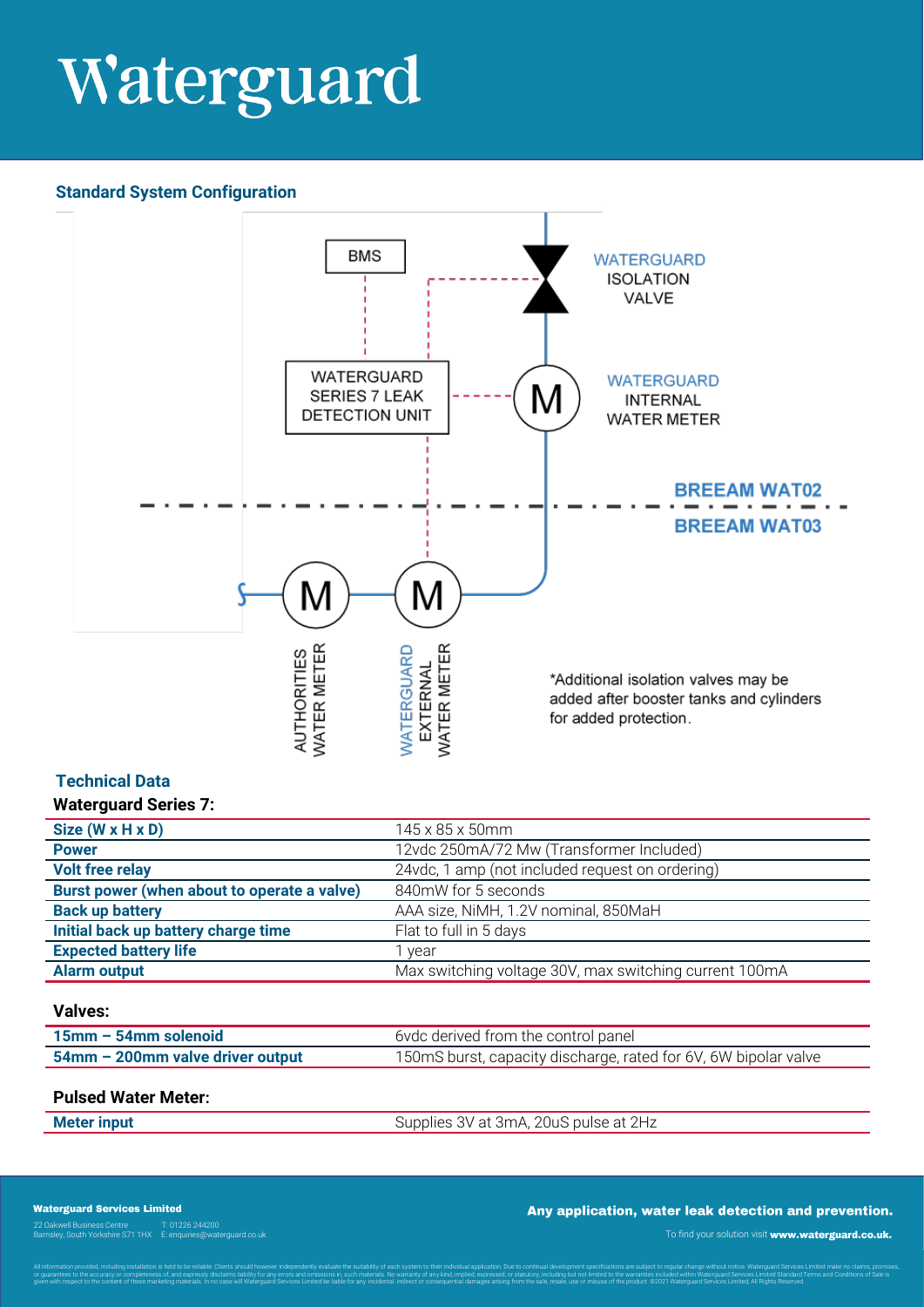# Waterguard

## Standard System Configuration

BMS

WATERGUARD ISOLATION VALVE

WATERGUARD SERIES 7 LEAK DETECTION UNIT

M

WATERGUARD INTERNAL WATER METER

BREEAM WAT02

BREEAM WAT03

M

M

AUTHORITIES WATER METER

WATERGUARD EXTERNAL WATER METER

*Additional isolation valves may be added after booster tanks and cylinders for added protection.

## Technical Data

### Waterguard Series 7:

| | |
|---|---|
| **Size (W x H x D)** | 145 x 85 x 50mm |
| **Power** | 12vdc 250mA/72 Mw (Transformer Included) |
| **Volt free relay** | 24vdc, 1 amp (not included request on ordering) |
| **Burst power (when about to operate a valve)** | 840mW for 5 seconds |
| **Back up battery** | AAA size, NiMH, 1.2V nominal, 850MaH |
| **Initial back up battery charge time** | Flat to full in 5 days |
| **Expected battery life** | 1 year |
| **Alarm output** | Max switching voltage 30V, max switching current 100mA |

### Valves:

| | |
|---|---|
| **15mm – 54mm solenoid** | 6vdc derived from the control panel |
| **54mm – 200mm valve driver output** | 150mS burst, capacity discharge, rated for 6V, 6W bipolar valve |

### Pulsed Water Meter:

| | |
|---|---|
| **Meter input** | Supplies 3V at 3mA, 20uS pulse at 2Hz |

**Waterguard Services Limited**
22 Oakwell Business Centre
Barnsley, South Yorkshire S71 1HX
T: 01226 244200
E: enquiries@waterguard.co.uk

**Any application, water leak detection and prevention.**

To find your solution visit **www.waterguard.co.uk.**

All information provided, including installation is held to be reliable. Clients should however independently evaluate the suitability of each system to their individual application. Due to continual development specifications are subject to regular change without notice. Waterguard Services Limited make no claims, promises, or guarantees to the accuracy or completeness of, and expressly disclaims liability for any errors and omissions in, such materials. No warranty of any kind, implied, expressed, or statutory, including but not limited to the warranties included within Waterguard Services Limited Standard Terms and Conditions of Sale is given with respect to the content of these marketing materials. In no case will Waterguard Services Limited be liable for any incidental, indirect or consequential damages arising from the sale, resale, use or misuse of the product. ©2021 Waterguard Services Limited. All Rights Reserved.